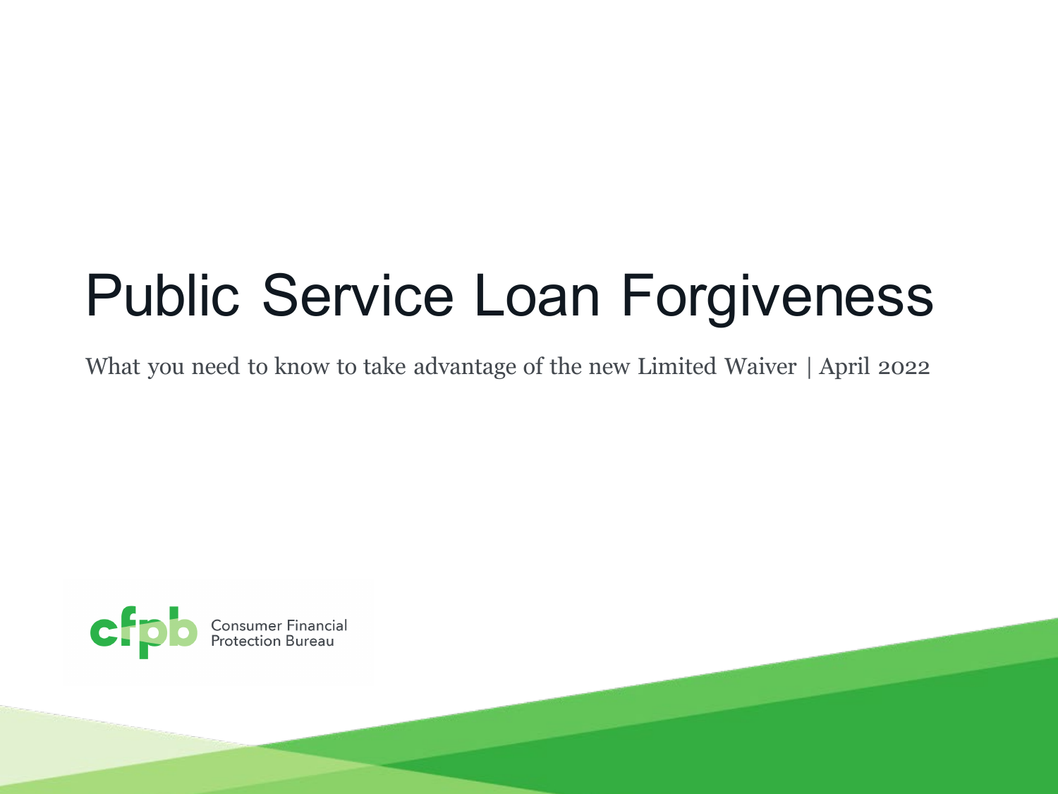# Public Service Loan Forgiveness

What you need to know to take advantage of the new Limited Waiver | April 2022

Consumer Financial Protection Bureau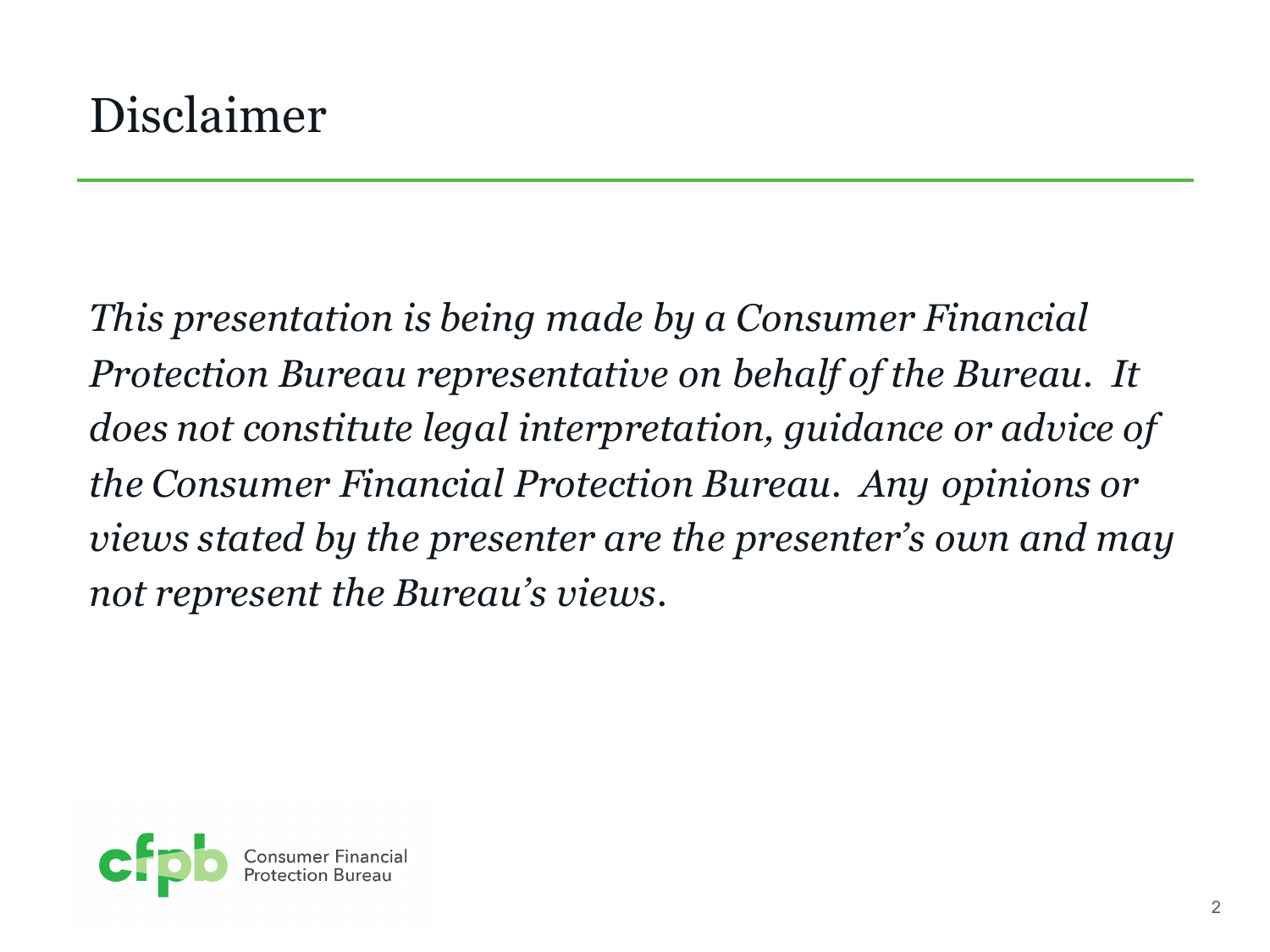# Disclaimer

*This presentation is being made by a Consumer Financial Protection Bureau representative on behalf of the Bureau. It does not constitute legal interpretation, guidance or advice of the Consumer Financial Protection Bureau. Any opinions or views stated by the presenter are the presenter's own and may not represent the Bureau's views.*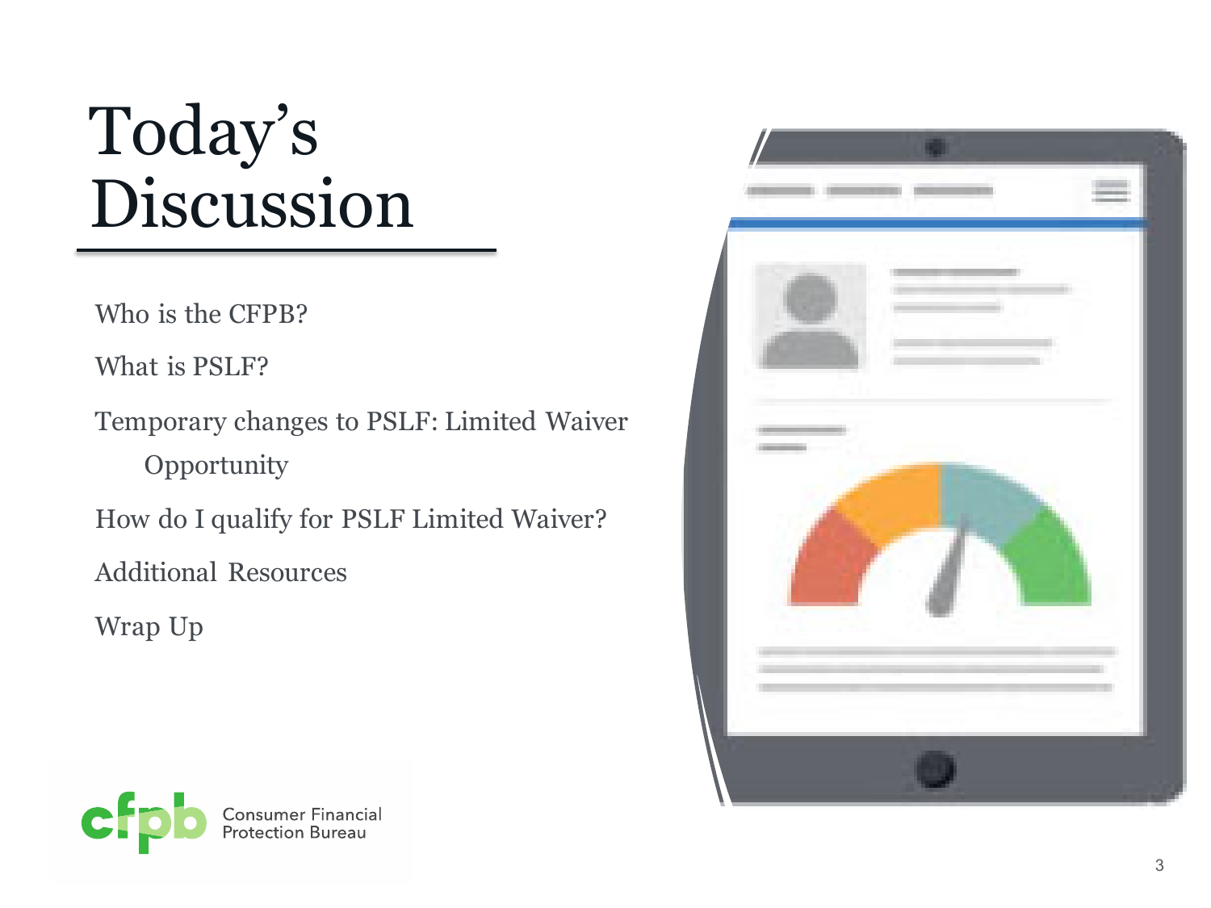# Today's Discussion

- Who is the CFPB?
- What is PSLF?
- Temporary changes to PSLF: Limited Waiver Opportunity
- How do I qualify for PSLF Limited Waiver?
- Additional Resources
- Wrap Up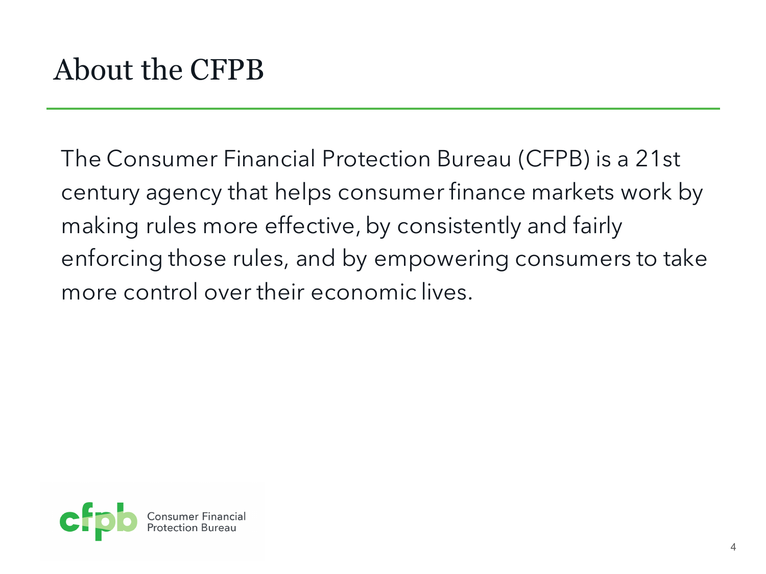# About the CFPB

The Consumer Financial Protection Bureau (CFPB) is a 21st century agency that helps consumer finance markets work by making rules more effective, by consistently and fairly enforcing those rules, and by empowering consumers to take more control over their economic lives.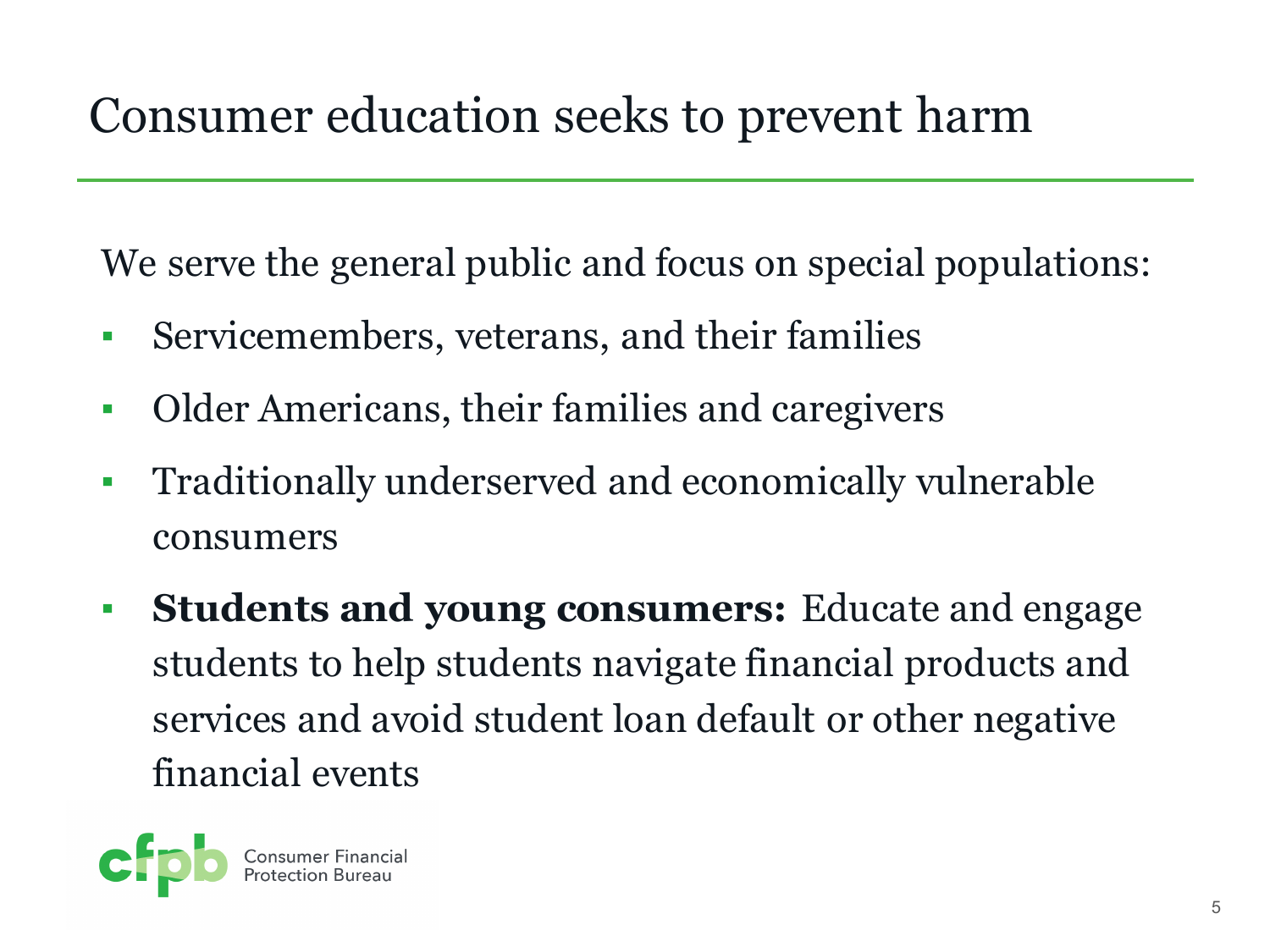# Consumer education seeks to prevent harm

We serve the general public and focus on special populations:

- Servicemembers, veterans, and their families
- Older Americans, their families and caregivers
- Traditionally underserved and economically vulnerable consumers
- **Students and young consumers:** Educate and engage students to help students navigate financial products and services and avoid student loan default or other negative financial events

cfpb Consumer Financial Protection Bureau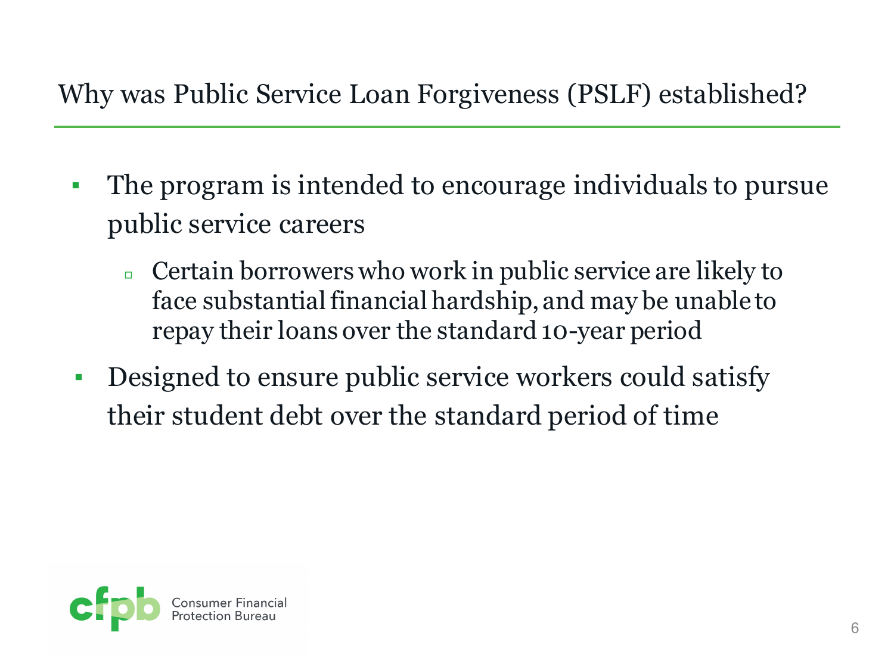## Why was Public Service Loan Forgiveness (PSLF) established?

- The program is intended to encourage individuals to pursue public service careers
  - Certain borrowers who work in public service are likely to face substantial financial hardship, and may be unable to repay their loans over the standard 10-year period
- Designed to ensure public service workers could satisfy their student debt over the standard period of time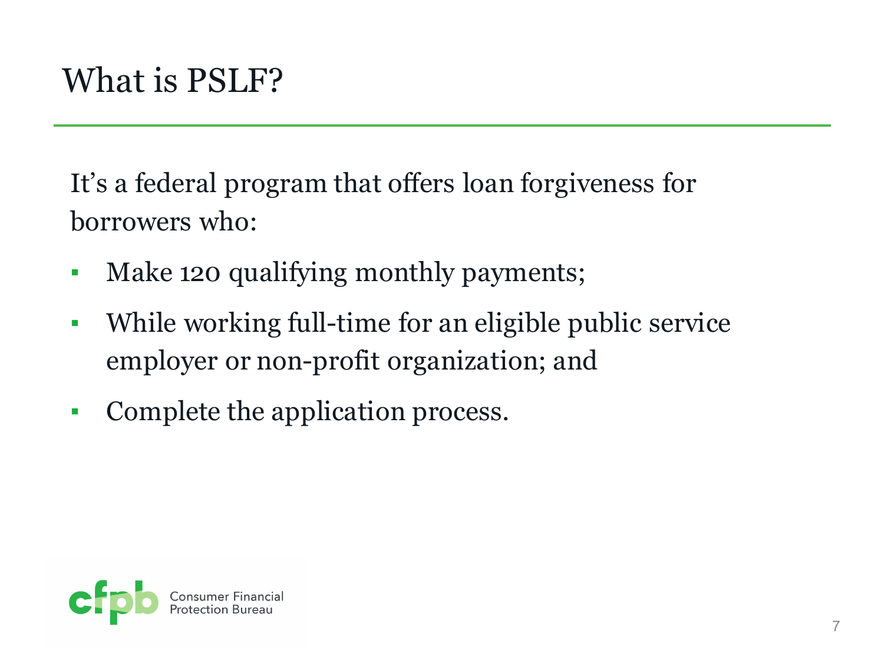# What is PSLF?

It's a federal program that offers loan forgiveness for borrowers who:

- Make 120 qualifying monthly payments;
- While working full-time for an eligible public service employer or non-profit organization; and
- Complete the application process.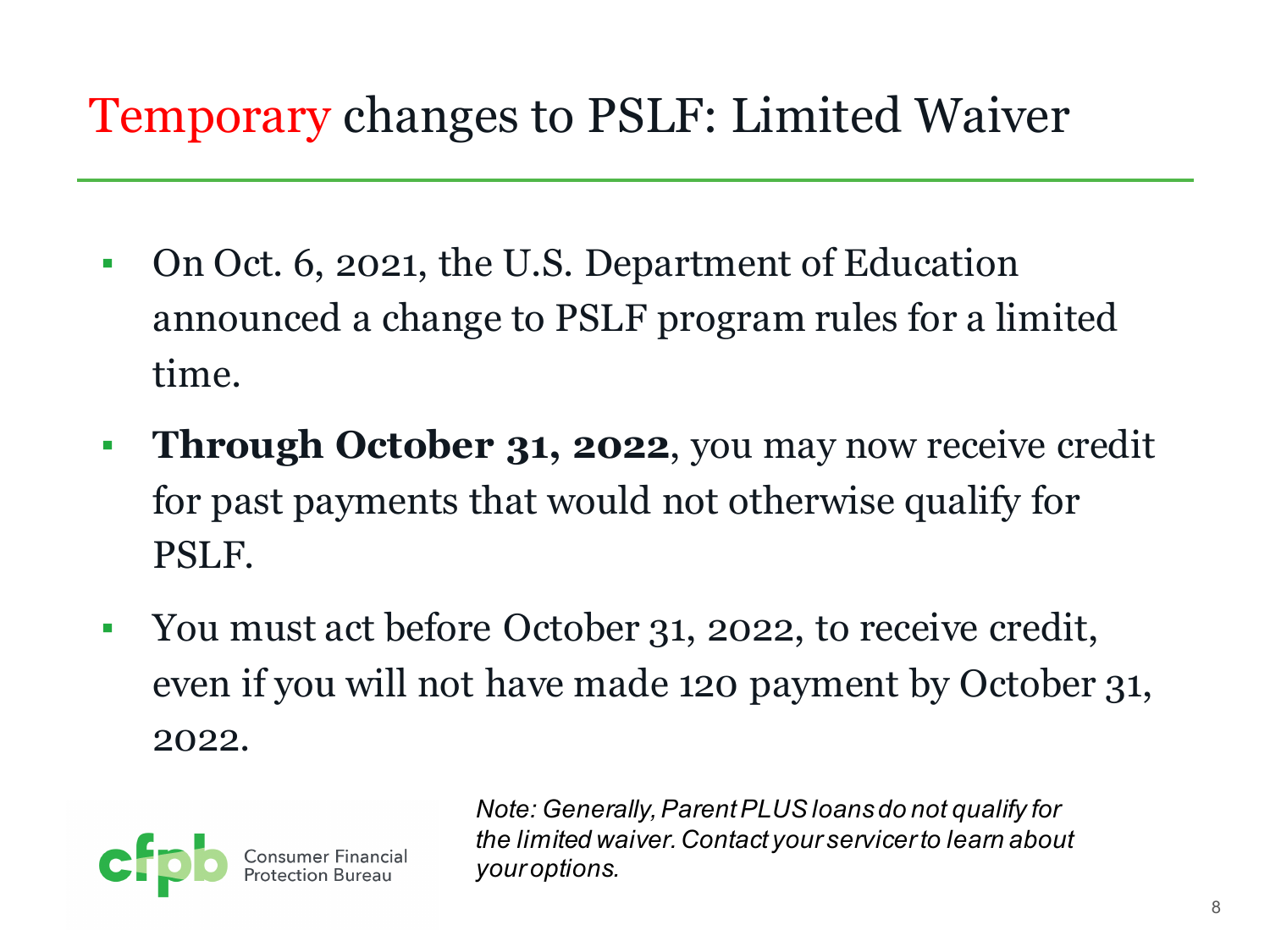# Temporary changes to PSLF: Limited Waiver

- On Oct. 6, 2021, the U.S. Department of Education announced a change to PSLF program rules for a limited time.
- **Through October 31, 2022**, you may now receive credit for past payments that would not otherwise qualify for PSLF.
- You must act before October 31, 2022, to receive credit, even if you will not have made 120 payment by October 31, 2022.

*Note: Generally, Parent PLUS loans do not qualify for the limited waiver. Contact your servicer to learn about your options.*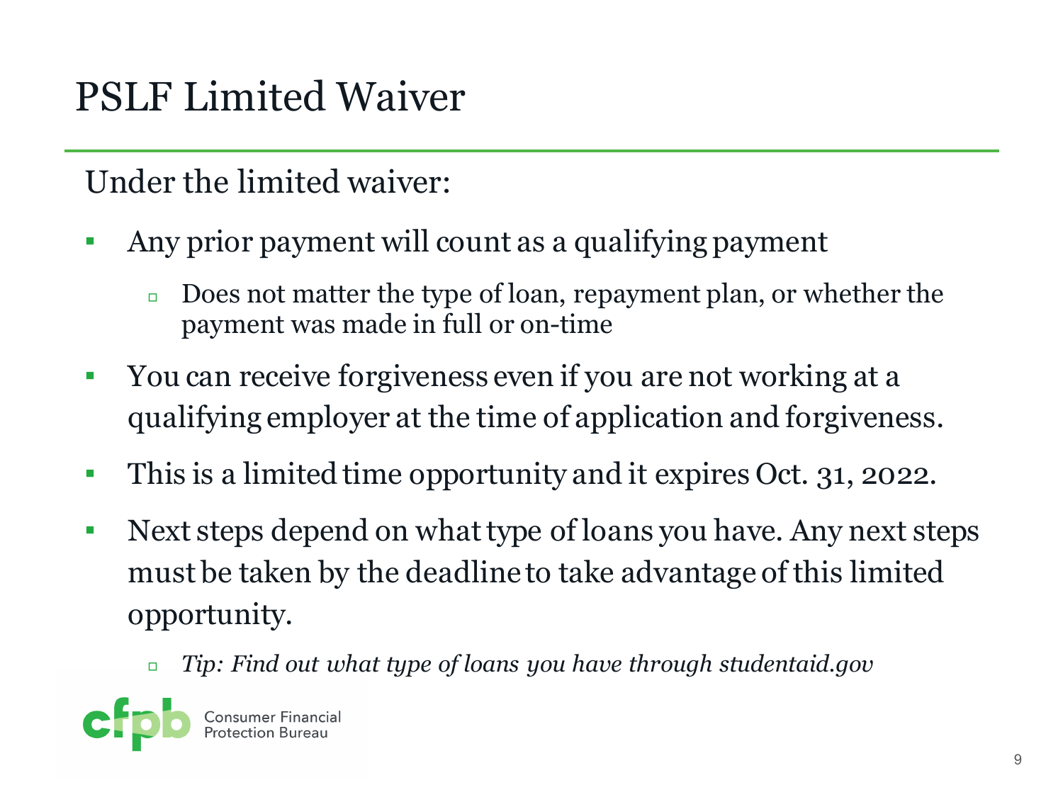# PSLF Limited Waiver

Under the limited waiver:

- Any prior payment will count as a qualifying payment
  - Does not matter the type of loan, repayment plan, or whether the payment was made in full or on-time
- You can receive forgiveness even if you are not working at a qualifying employer at the time of application and forgiveness.
- This is a limited time opportunity and it expires Oct. 31, 2022.
- Next steps depend on what type of loans you have. Any next steps must be taken by the deadline to take advantage of this limited opportunity.
  - *Tip: Find out what type of loans you have through studentaid.gov*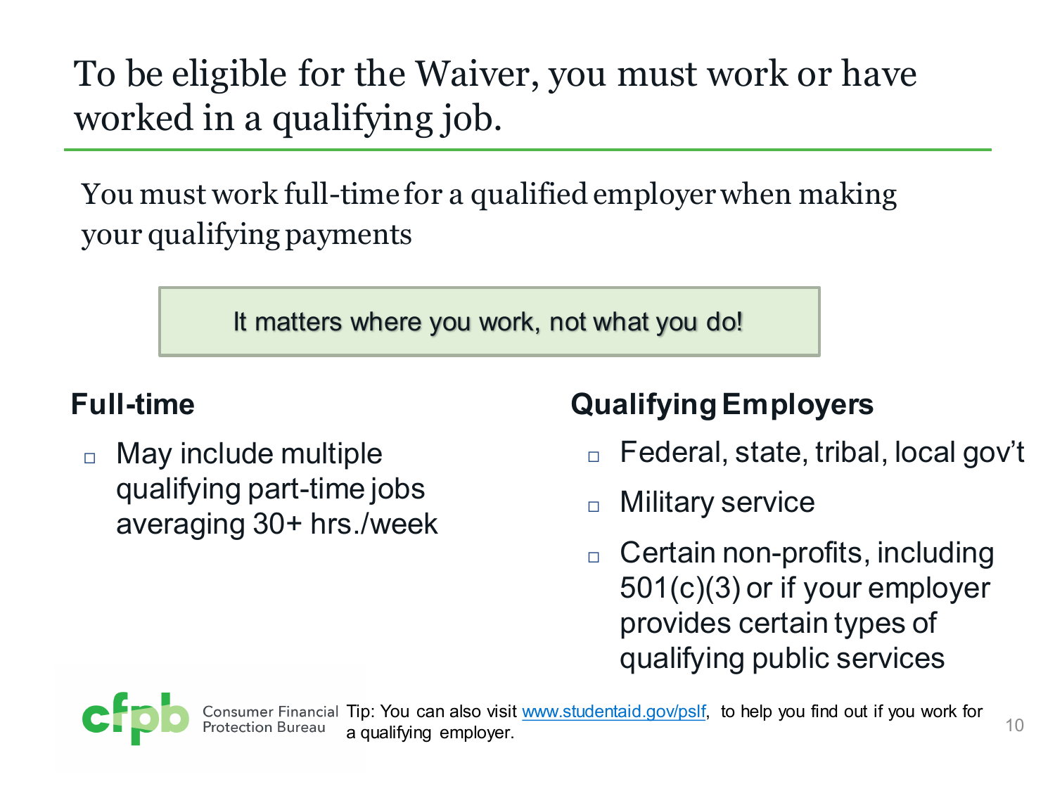# To be eligible for the Waiver, you must work or have worked in a qualifying job.

You must work full-time for a qualified employer when making your qualifying payments

**It matters where you work, not what you do!**

### Full-time

- May include multiple qualifying part-time jobs averaging 30+ hrs./week

### Qualifying Employers

- Federal, state, tribal, local gov't
- Military service
- Certain non-profits, including 501(c)(3) or if your employer provides certain types of qualifying public services

Tip: You can also visit [www.studentaid.gov/pslf](www.studentaid.gov/pslf), to help you find out if you work for a qualifying employer.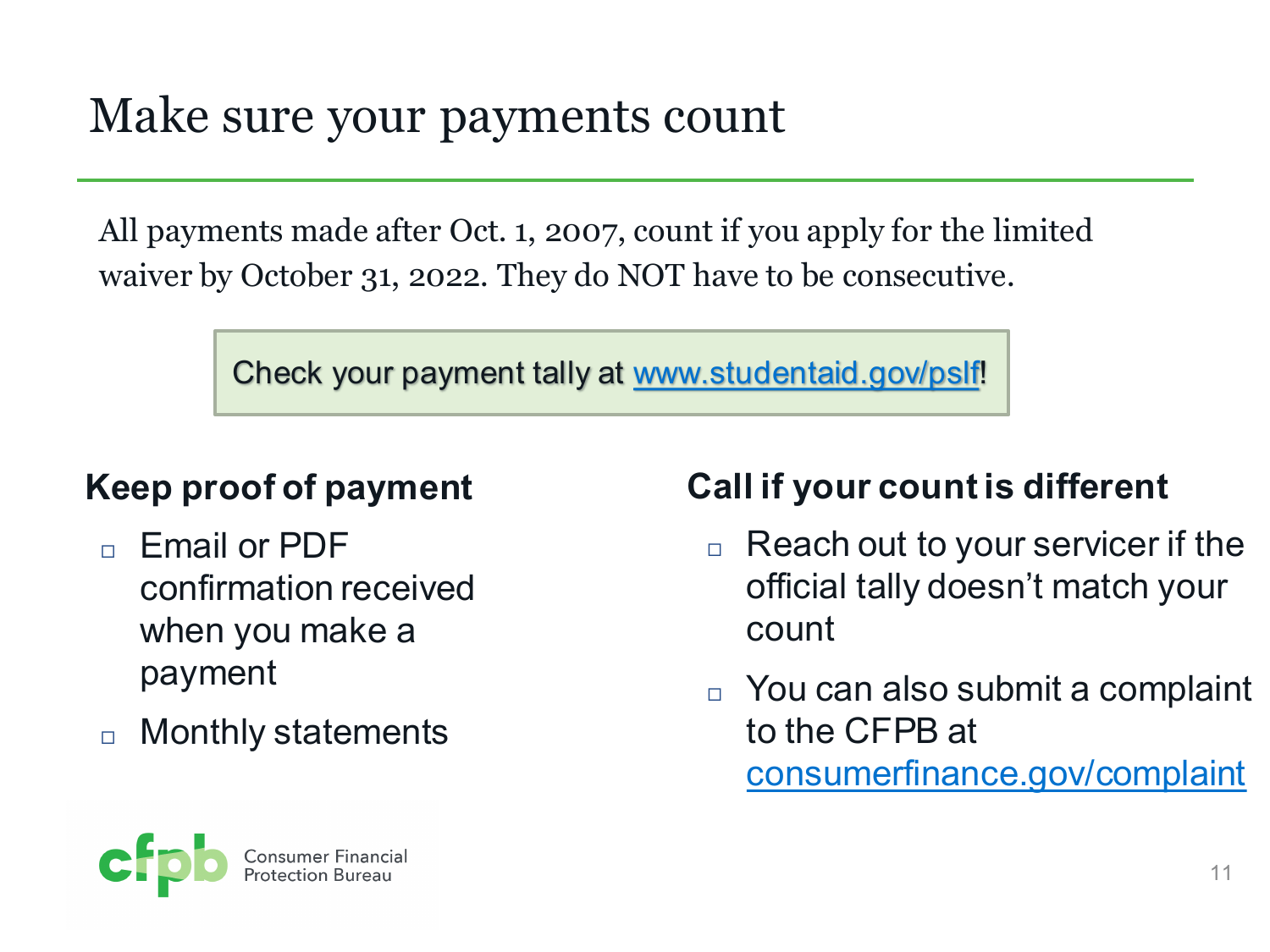# Make sure your payments count

All payments made after Oct. 1, 2007, count if you apply for the limited waiver by October 31, 2022. They do NOT have to be consecutive.

Check your payment tally at www.studentaid.gov/pslf!

**Keep proof of payment**

- Email or PDF confirmation received when you make a payment
- Monthly statements

**Call if your count is different**

- Reach out to your servicer if the official tally doesn't match your count
- You can also submit a complaint to the CFPB at consumerfinance.gov/complaint

cfpb Consumer Financial Protection Bureau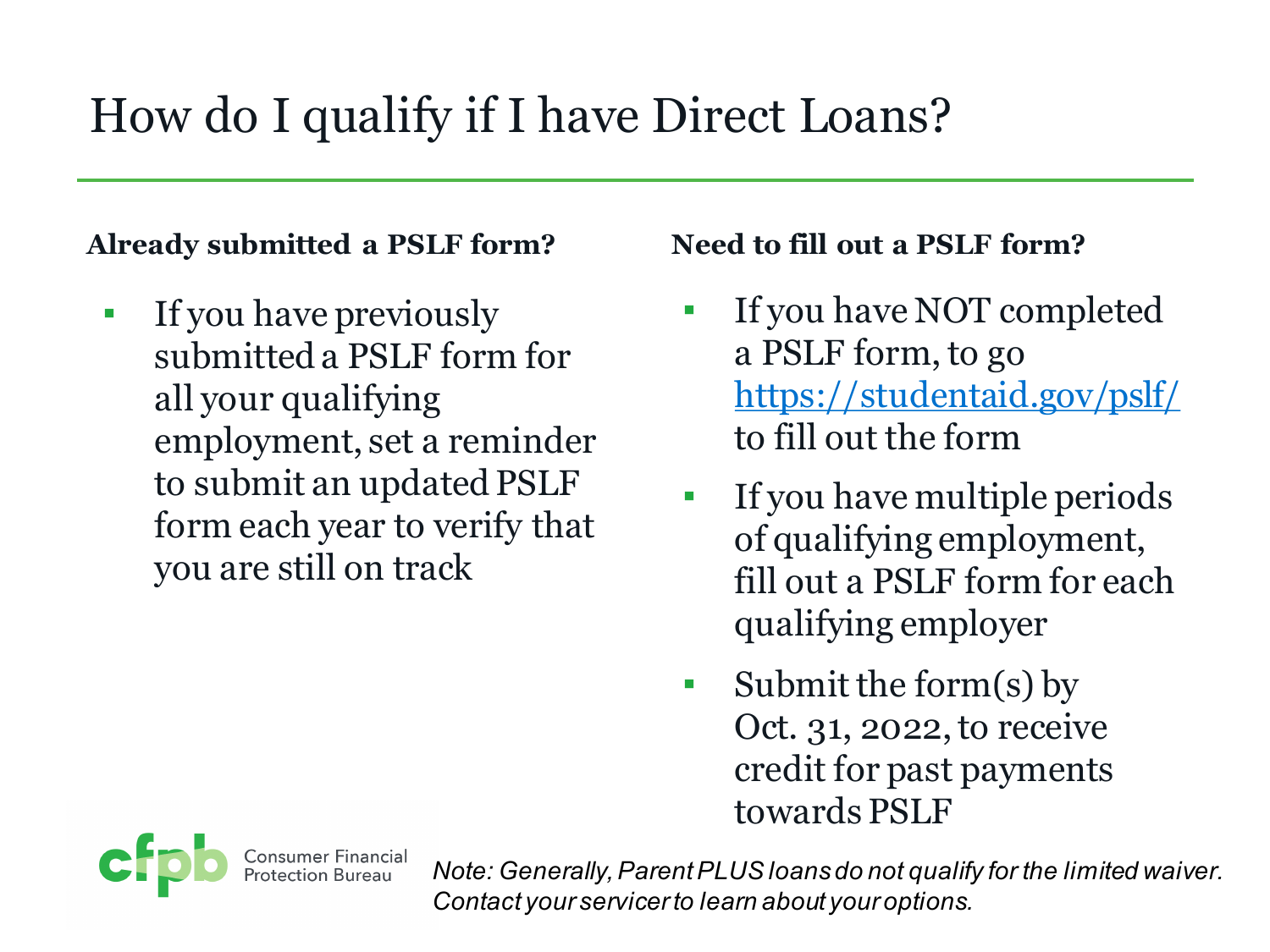# How do I qualify if I have Direct Loans?

**Already submitted a PSLF form?**

- If you have previously submitted a PSLF form for all your qualifying employment, set a reminder to submit an updated PSLF form each year to verify that you are still on track

**Need to fill out a PSLF form?**

- If you have NOT completed a PSLF form, to go [https://studentaid.gov/pslf/](https://studentaid.gov/pslf/) to fill out the form
- If you have multiple periods of qualifying employment, fill out a PSLF form for each qualifying employer
- Submit the form(s) by Oct. 31, 2022, to receive credit for past payments towards PSLF

Consumer Financial Protection Bureau

*Note: Generally, Parent PLUS loans do not qualify for the limited waiver. Contact your servicer to learn about your options.*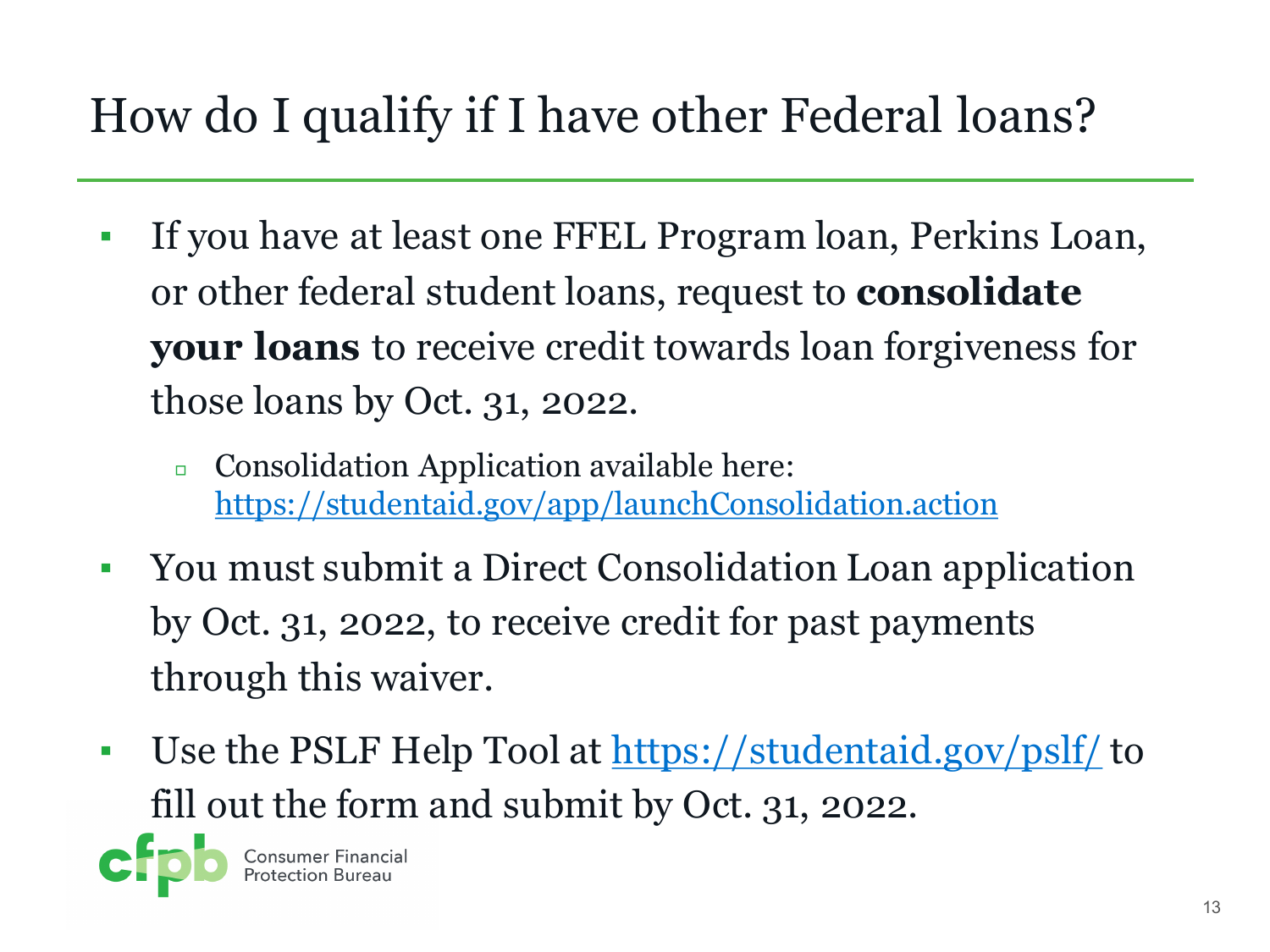# How do I qualify if I have other Federal loans?

- If you have at least one FFEL Program loan, Perkins Loan, or other federal student loans, request to **consolidate your loans** to receive credit towards loan forgiveness for those loans by Oct. 31, 2022.
  - Consolidation Application available here: https://studentaid.gov/app/launchConsolidation.action
- You must submit a Direct Consolidation Loan application by Oct. 31, 2022, to receive credit for past payments through this waiver.
- Use the PSLF Help Tool at https://studentaid.gov/pslf/ to fill out the form and submit by Oct. 31, 2022.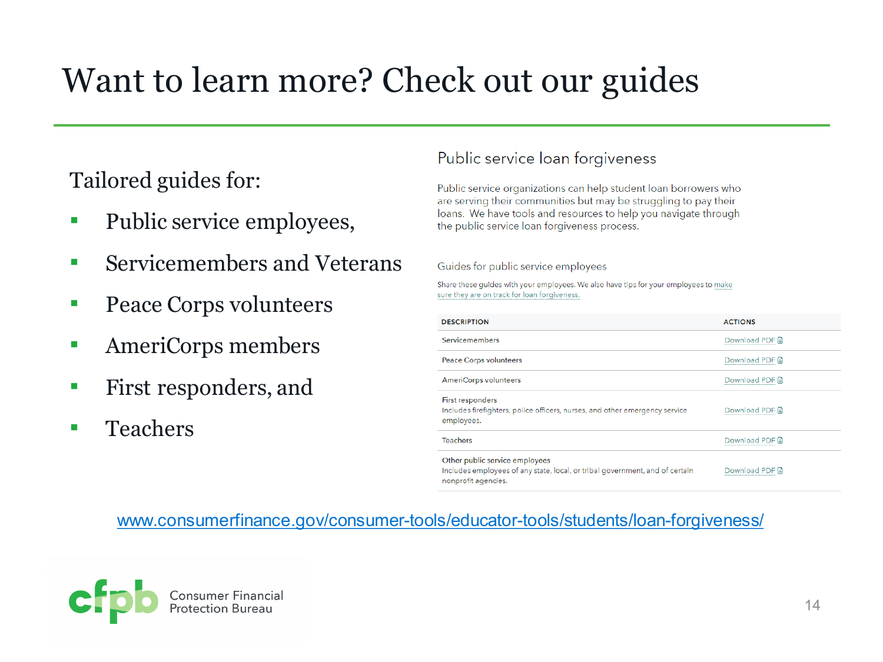# Want to learn more? Check out our guides

Tailored guides for:

- Public service employees,
- Servicemembers and Veterans
- Peace Corps volunteers
- AmeriCorps members
- First responders, and
- Teachers

## Public service loan forgiveness

Public service organizations can help student loan borrowers who are serving their communities but may be struggling to pay their loans. We have tools and resources to help you navigate through the public service loan forgiveness process.

### Guides for public service employees

Share these guides with your employees. We also have tips for your employees to make sure they are on track for loan forgiveness.

| DESCRIPTION | ACTIONS |
|---|---|
| Servicemembers | Download PDF |
| Peace Corps volunteers | Download PDF |
| AmeriCorps volunteers | Download PDF |
| First responders<br>Includes firefighters, police officers, nurses, and other emergency service employees. | Download PDF |
| Teachers | Download PDF |
| Other public service employees<br>Includes employees of any state, local, or tribal government, and of certain nonprofit agencies. | Download PDF |

www.consumerfinance.gov/consumer-tools/educator-tools/students/loan-forgiveness/

cfpb Consumer Financial Protection Bureau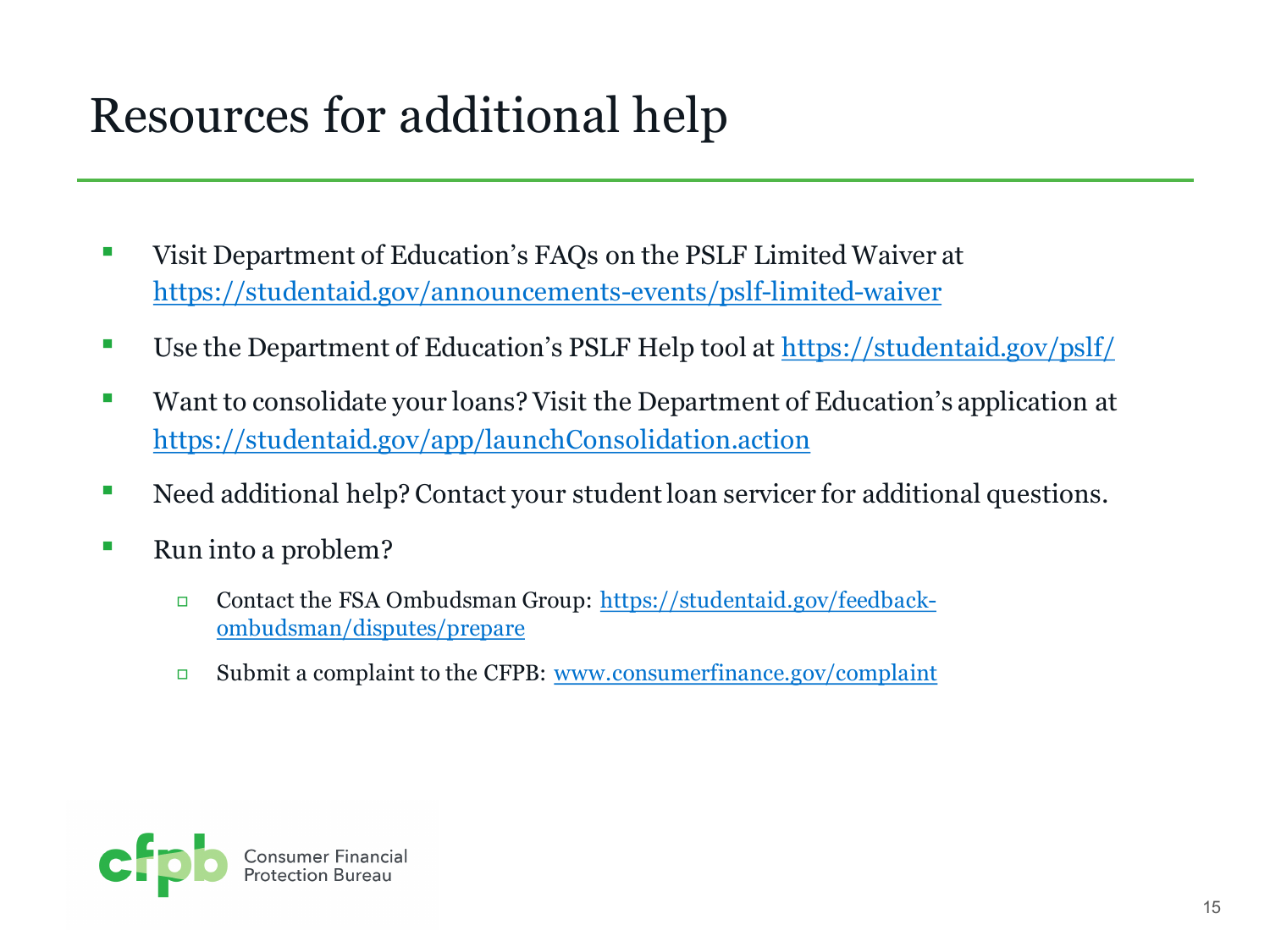# Resources for additional help

- Visit Department of Education's FAQs on the PSLF Limited Waiver at https://studentaid.gov/announcements-events/pslf-limited-waiver
- Use the Department of Education's PSLF Help tool at https://studentaid.gov/pslf/
- Want to consolidate your loans? Visit the Department of Education's application at https://studentaid.gov/app/launchConsolidation.action
- Need additional help? Contact your student loan servicer for additional questions.
- Run into a problem?
  - Contact the FSA Ombudsman Group: https://studentaid.gov/feedback-ombudsman/disputes/prepare
  - Submit a complaint to the CFPB: www.consumerfinance.gov/complaint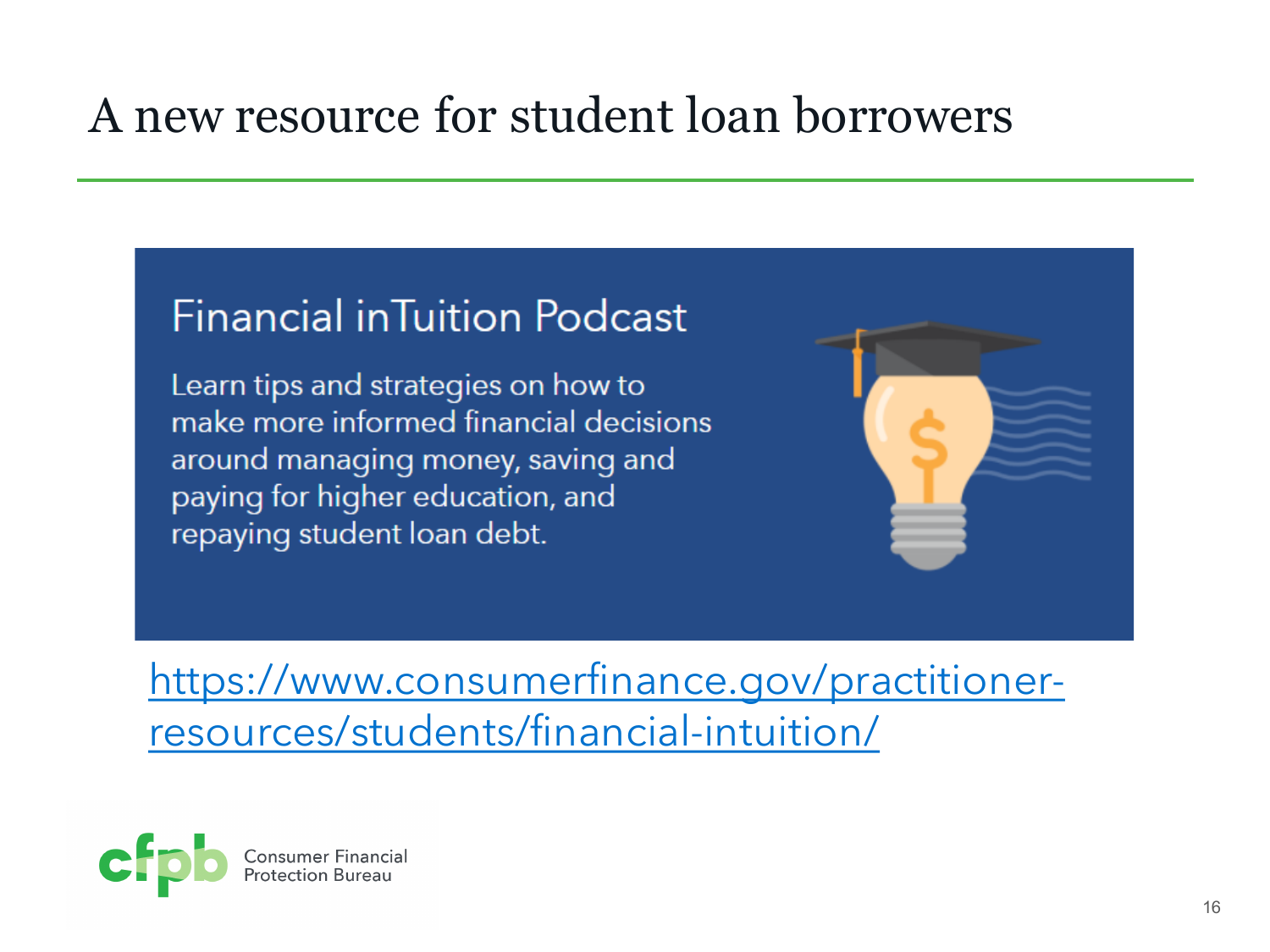# A new resource for student loan borrowers

## Financial inTuition Podcast

Learn tips and strategies on how to make more informed financial decisions around managing money, saving and paying for higher education, and repaying student loan debt.

https://www.consumerfinance.gov/practitioner-resources/students/financial-intuition/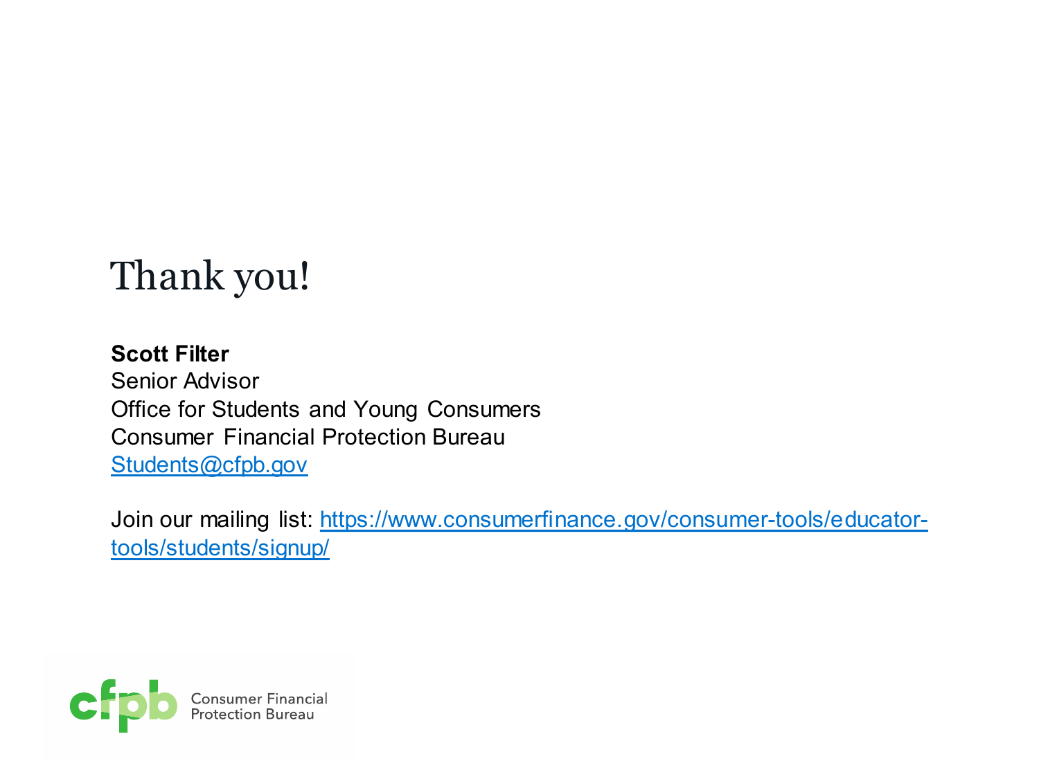# Thank you!

**Scott Filter**
Senior Advisor
Office for Students and Young Consumers
Consumer Financial Protection Bureau
[Students@cfpb.gov](mailto:Students@cfpb.gov)

Join our mailing list: [https://www.consumerfinance.gov/consumer-tools/educator-tools/students/signup/](https://www.consumerfinance.gov/consumer-tools/educator-tools/students/signup/)

cfpb Consumer Financial Protection Bureau